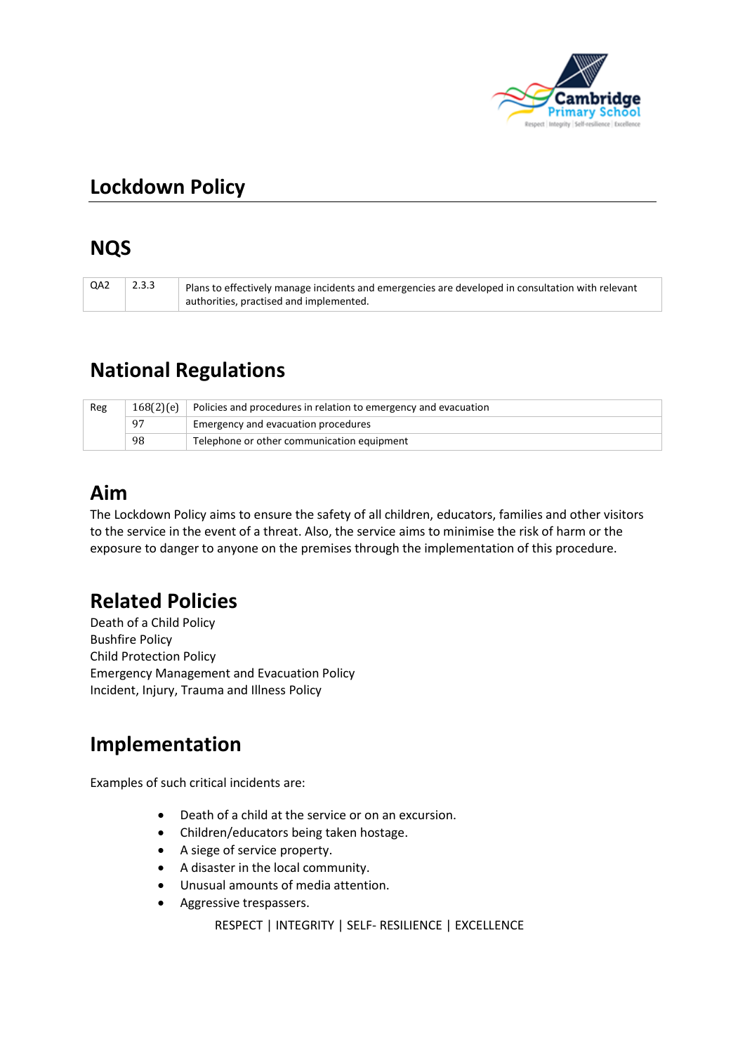# Lockdown Policy

## NQS

| QA2 | 2.3.3 | Plans to effectively manage incidents and emergencies are developed in consultation with relevant authorities, practised and implemented. |
|---|---|---|

## National Regulations

| Reg | 168(2)(e) | Policies and procedures in relation to emergency and evacuation |
|---|---|---|
| | 97 | Emergency and evacuation procedures |
| | 98 | Telephone or other communication equipment |

## Aim

The Lockdown Policy aims to ensure the safety of all children, educators, families and other visitors to the service in the event of a threat. Also, the service aims to minimise the risk of harm or the exposure to danger to anyone on the premises through the implementation of this procedure.

## Related Policies

Death of a Child Policy
Bushfire Policy
Child Protection Policy
Emergency Management and Evacuation Policy
Incident, Injury, Trauma and Illness Policy

## Implementation

Examples of such critical incidents are:

- Death of a child at the service or on an excursion.
- Children/educators being taken hostage.
- A siege of service property.
- A disaster in the local community.
- Unusual amounts of media attention.
- Aggressive trespassers.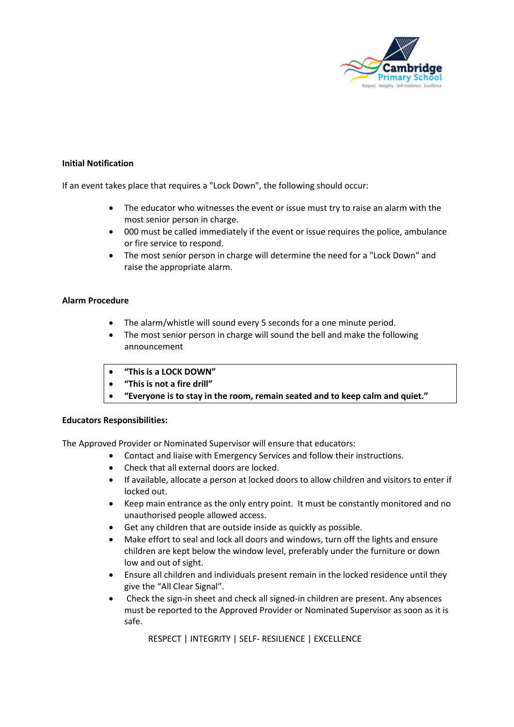**Initial Notification**

If an event takes place that requires a "Lock Down", the following should occur:

- The educator who witnesses the event or issue must try to raise an alarm with the most senior person in charge.
- 000 must be called immediately if the event or issue requires the police, ambulance or fire service to respond.
- The most senior person in charge will determine the need for a "Lock Down" and raise the appropriate alarm.

**Alarm Procedure**

- The alarm/whistle will sound every 5 seconds for a one minute period.
- The most senior person in charge will sound the bell and make the following announcement

- **"This is a LOCK DOWN"**
- **"This is not a fire drill"**
- **"Everyone is to stay in the room, remain seated and to keep calm and quiet."**

**Educators Responsibilities:**

The Approved Provider or Nominated Supervisor will ensure that educators:

- Contact and liaise with Emergency Services and follow their instructions.
- Check that all external doors are locked.
- If available, allocate a person at locked doors to allow children and visitors to enter if locked out.
- Keep main entrance as the only entry point. It must be constantly monitored and no unauthorised people allowed access.
- Get any children that are outside inside as quickly as possible.
- Make effort to seal and lock all doors and windows, turn off the lights and ensure children are kept below the window level, preferably under the furniture or down low and out of sight.
- Ensure all children and individuals present remain in the locked residence until they give the "All Clear Signal".
- Check the sign-in sheet and check all signed-in children are present. Any absences must be reported to the Approved Provider or Nominated Supervisor as soon as it is safe.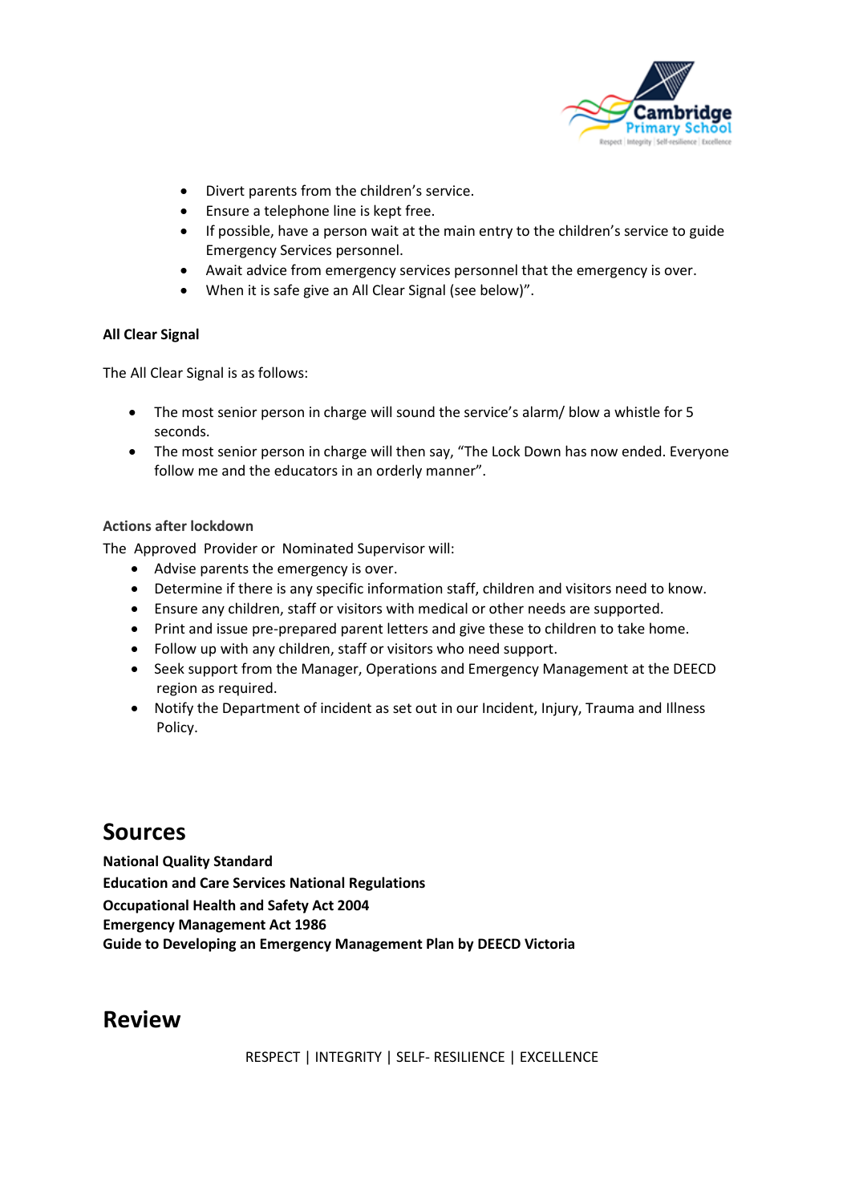- Divert parents from the children's service.
- Ensure a telephone line is kept free.
- If possible, have a person wait at the main entry to the children's service to guide Emergency Services personnel.
- Await advice from emergency services personnel that the emergency is over.
- When it is safe give an All Clear Signal (see below)".

**All Clear Signal**

The All Clear Signal is as follows:

- The most senior person in charge will sound the service's alarm/ blow a whistle for 5 seconds.
- The most senior person in charge will then say, "The Lock Down has now ended. Everyone follow me and the educators in an orderly manner".

**Actions after lockdown**

The Approved Provider or Nominated Supervisor will:

- Advise parents the emergency is over.
- Determine if there is any specific information staff, children and visitors need to know.
- Ensure any children, staff or visitors with medical or other needs are supported.
- Print and issue pre-prepared parent letters and give these to children to take home.
- Follow up with any children, staff or visitors who need support.
- Seek support from the Manager, Operations and Emergency Management at the DEECD region as required.
- Notify the Department of incident as set out in our Incident, Injury, Trauma and Illness Policy.

# Sources

**National Quality Standard**
**Education and Care Services National Regulations**
**Occupational Health and Safety Act 2004**
**Emergency Management Act 1986**
**Guide to Developing an Emergency Management Plan by DEECD Victoria**

# Review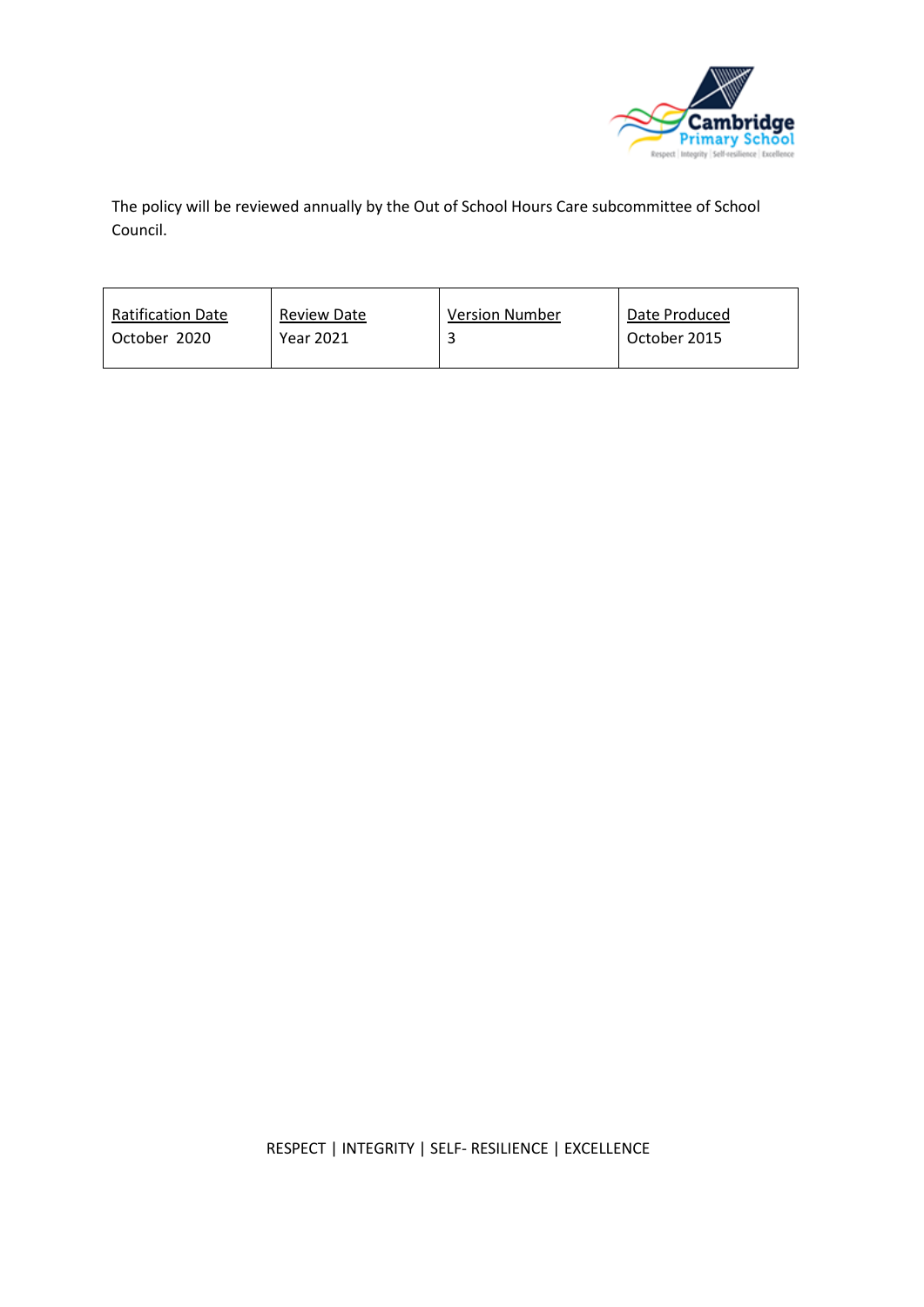The policy will be reviewed annually by the Out of School Hours Care subcommittee of School Council.

| Ratification Date | Review Date | Version Number | Date Produced |
|---|---|---|---|
| October 2020 | Year 2021 | 3 | October 2015 |

RESPECT | INTEGRITY | SELF- RESILIENCE | EXCELLENCE